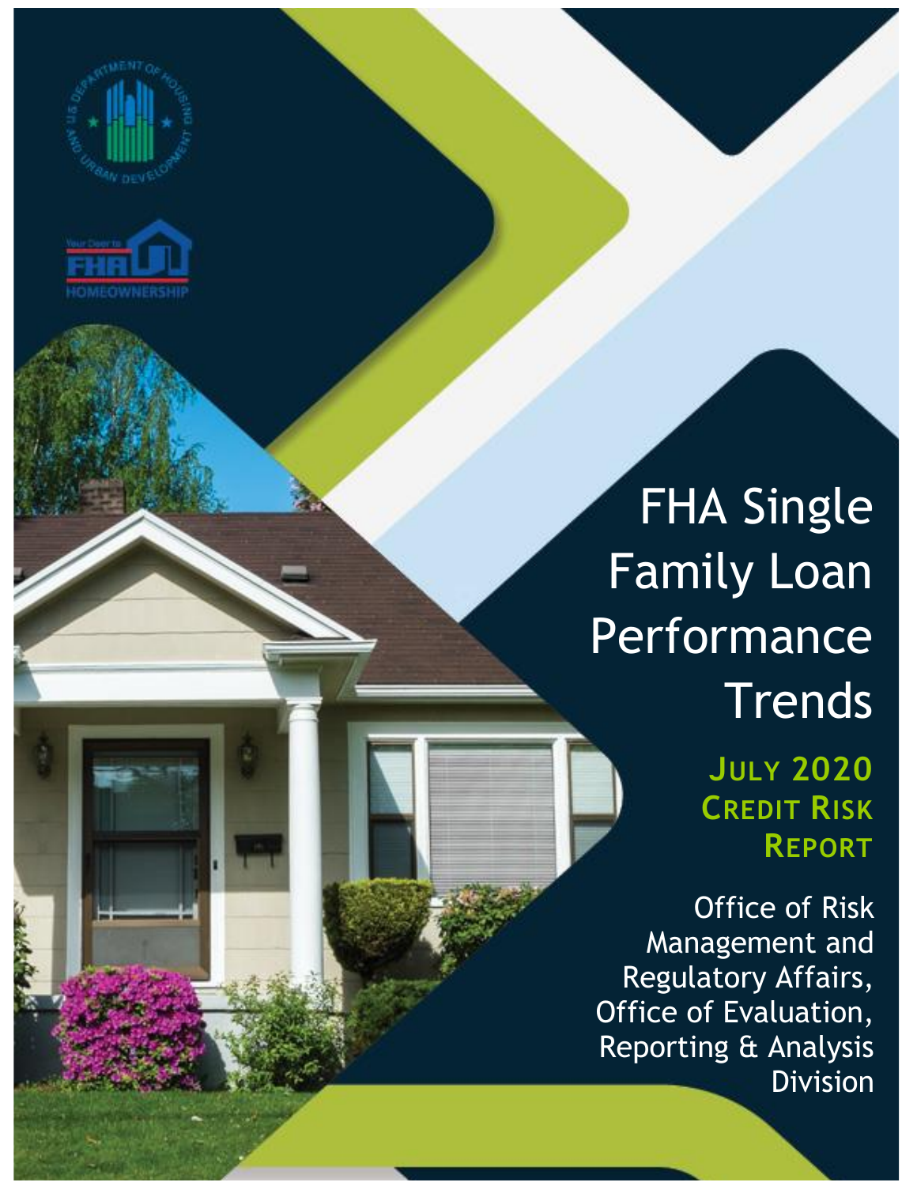# FHA Single Family Loan Performance Trends

## July 2020 Credit Risk Report

Office of Risk Management and Regulatory Affairs, Office of Evaluation, Reporting & Analysis Division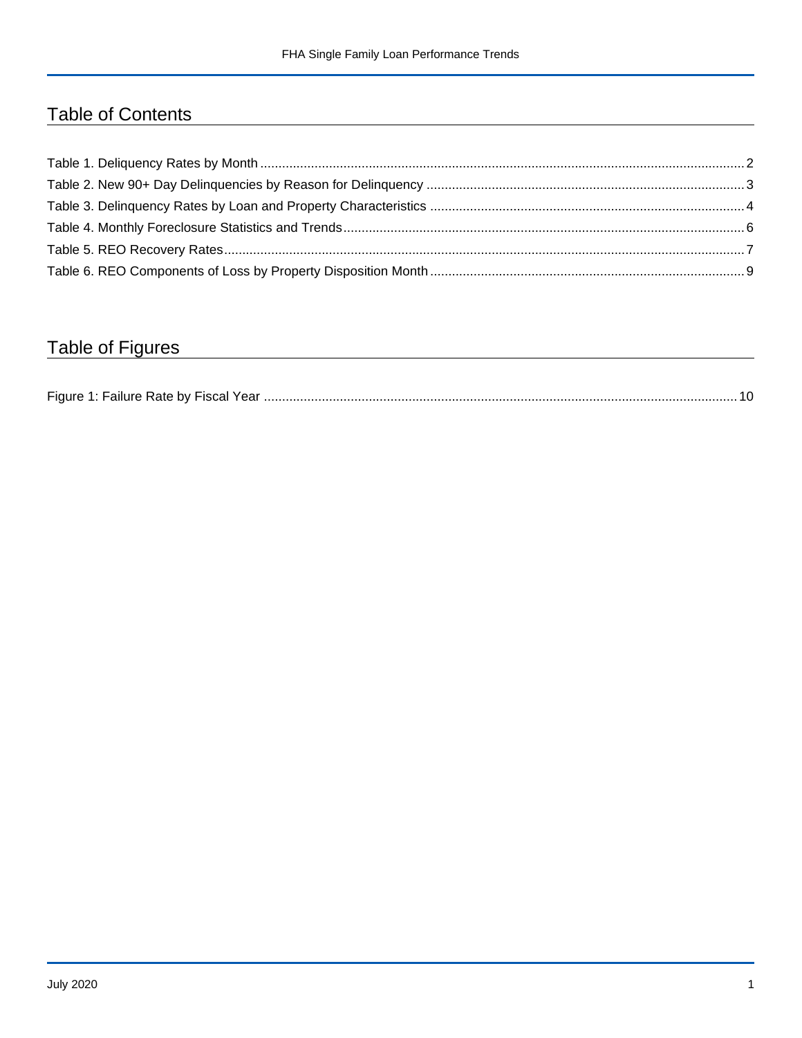## Table of Contents

Table 1. Deliquency Rates by Month ..... 2
Table 2. New 90+ Day Delinquencies by Reason for Delinquency ..... 3
Table 3. Delinquency Rates by Loan and Property Characteristics ..... 4
Table 4. Monthly Foreclosure Statistics and Trends ..... 6
Table 5. REO Recovery Rates ..... 7
Table 6. REO Components of Loss by Property Disposition Month ..... 9

## Table of Figures

Figure 1: Failure Rate by Fiscal Year ..... 10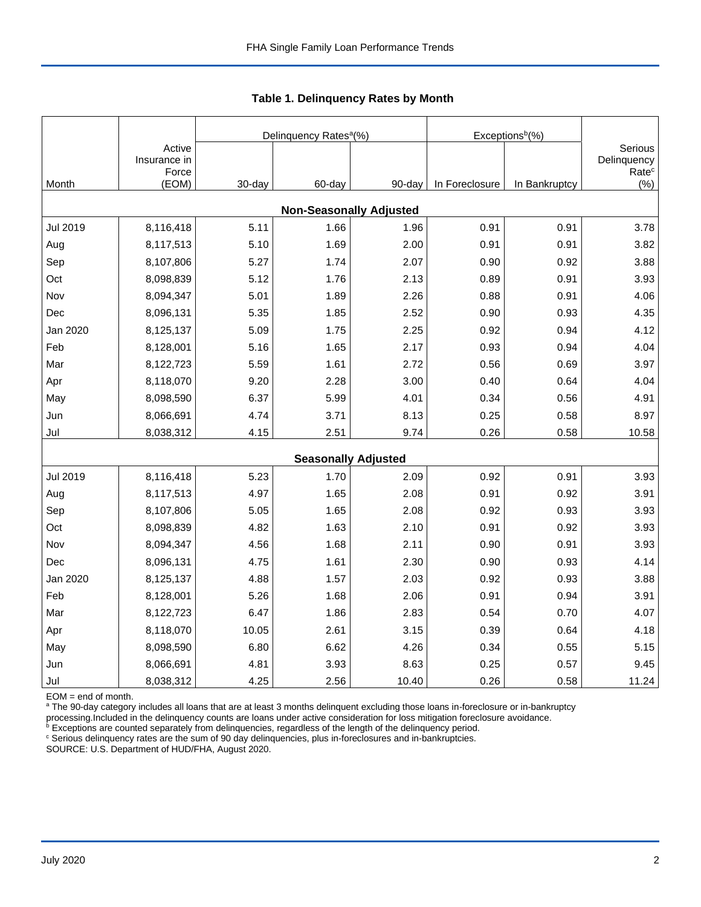### Table 1. Delinquency Rates by Month

| Month | Active Insurance in Force (EOM) | Delinquency Rates[a] (%) | | | Exceptions[b] (%) | | Serious Delinquency Rate[c] (%) |
|---|---|---|---|---|---|---|---|
| | | 30-day | 60-day | 90-day | In Foreclosure | In Bankruptcy | |
| **Non-Seasonally Adjusted** | | | | | | | |
| Jul 2019 | 8,116,418 | 5.11 | 1.66 | 1.96 | 0.91 | 0.91 | 3.78 |
| Aug | 8,117,513 | 5.10 | 1.69 | 2.00 | 0.91 | 0.91 | 3.82 |
| Sep | 8,107,806 | 5.27 | 1.74 | 2.07 | 0.90 | 0.92 | 3.88 |
| Oct | 8,098,839 | 5.12 | 1.76 | 2.13 | 0.89 | 0.91 | 3.93 |
| Nov | 8,094,347 | 5.01 | 1.89 | 2.26 | 0.88 | 0.91 | 4.06 |
| Dec | 8,096,131 | 5.35 | 1.85 | 2.52 | 0.90 | 0.93 | 4.35 |
| Jan 2020 | 8,125,137 | 5.09 | 1.75 | 2.25 | 0.92 | 0.94 | 4.12 |
| Feb | 8,128,001 | 5.16 | 1.65 | 2.17 | 0.93 | 0.94 | 4.04 |
| Mar | 8,122,723 | 5.59 | 1.61 | 2.72 | 0.56 | 0.69 | 3.97 |
| Apr | 8,118,070 | 9.20 | 2.28 | 3.00 | 0.40 | 0.64 | 4.04 |
| May | 8,098,590 | 6.37 | 5.99 | 4.01 | 0.34 | 0.56 | 4.91 |
| Jun | 8,066,691 | 4.74 | 3.71 | 8.13 | 0.25 | 0.58 | 8.97 |
| Jul | 8,038,312 | 4.15 | 2.51 | 9.74 | 0.26 | 0.58 | 10.58 |
| **Seasonally Adjusted** | | | | | | | |
| Jul 2019 | 8,116,418 | 5.23 | 1.70 | 2.09 | 0.92 | 0.91 | 3.93 |
| Aug | 8,117,513 | 4.97 | 1.65 | 2.08 | 0.91 | 0.92 | 3.91 |
| Sep | 8,107,806 | 5.05 | 1.65 | 2.08 | 0.92 | 0.93 | 3.93 |
| Oct | 8,098,839 | 4.82 | 1.63 | 2.10 | 0.91 | 0.92 | 3.93 |
| Nov | 8,094,347 | 4.56 | 1.68 | 2.11 | 0.90 | 0.91 | 3.93 |
| Dec | 8,096,131 | 4.75 | 1.61 | 2.30 | 0.90 | 0.93 | 4.14 |
| Jan 2020 | 8,125,137 | 4.88 | 1.57 | 2.03 | 0.92 | 0.93 | 3.88 |
| Feb | 8,128,001 | 5.26 | 1.68 | 2.06 | 0.91 | 0.94 | 3.91 |
| Mar | 8,122,723 | 6.47 | 1.86 | 2.83 | 0.54 | 0.70 | 4.07 |
| Apr | 8,118,070 | 10.05 | 2.61 | 3.15 | 0.39 | 0.64 | 4.18 |
| May | 8,098,590 | 6.80 | 6.62 | 4.26 | 0.34 | 0.55 | 5.15 |
| Jun | 8,066,691 | 4.81 | 3.93 | 8.63 | 0.25 | 0.57 | 9.45 |
| Jul | 8,038,312 | 4.25 | 2.56 | 10.40 | 0.26 | 0.58 | 11.24 |

EOM = end of month.
[a] The 90-day category includes all loans that are at least 3 months delinquent excluding those loans in-foreclosure or in-bankruptcy processing.Included in the delinquency counts are loans under active consideration for loss mitigation foreclosure avoidance.
[b] Exceptions are counted separately from delinquencies, regardless of the length of the delinquency period.
[c] Serious delinquency rates are the sum of 90 day delinquencies, plus in-foreclosures and in-bankruptcies.
SOURCE: U.S. Department of HUD/FHA, August 2020.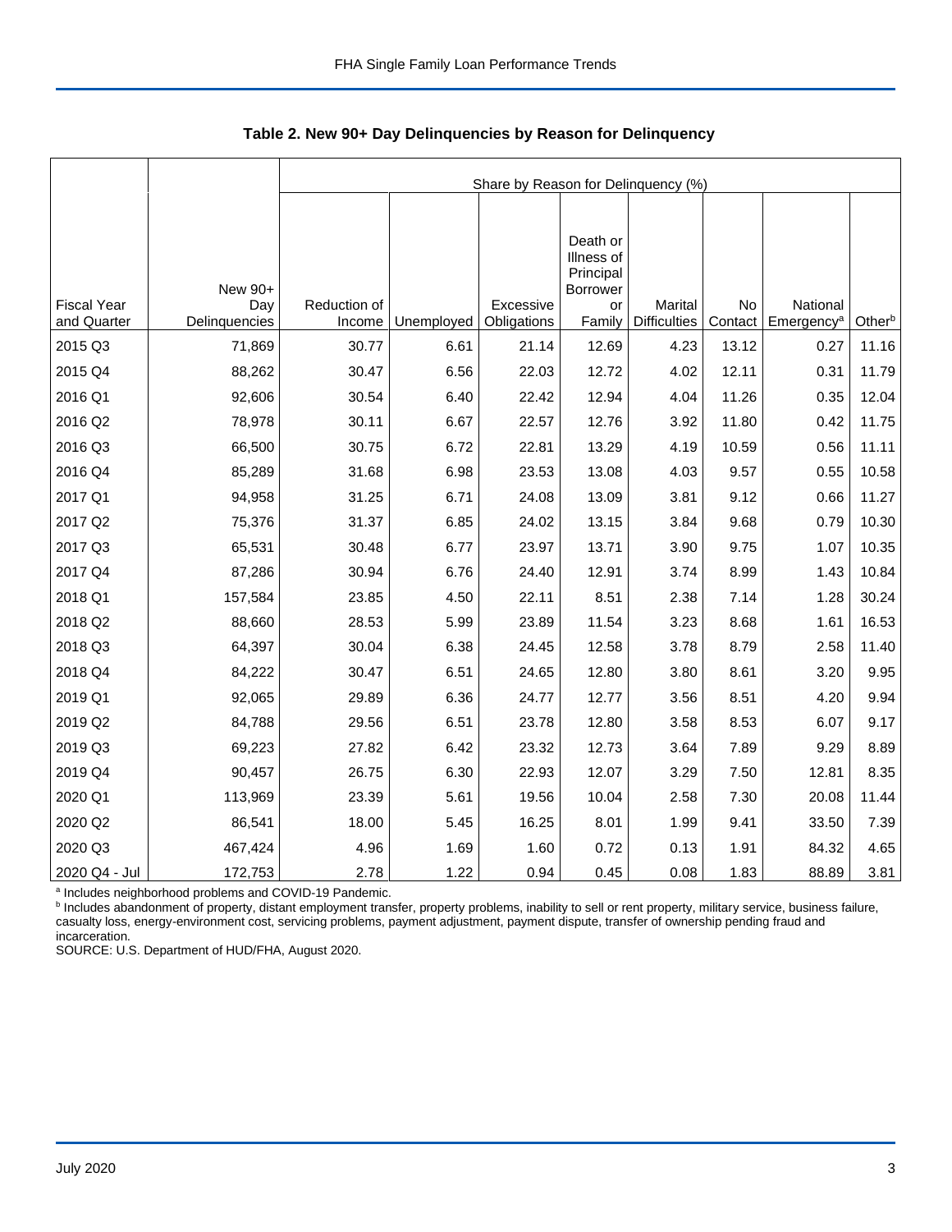## Table 2. New 90+ Day Delinquencies by Reason for Delinquency

| Fiscal Year and Quarter | New 90+ Day Delinquencies | Share by Reason for Delinquency (%) | | | | | | | |
|---|---|---|---|---|---|---|---|---|---|
| | | Reduction of Income | Unemployed | Excessive Obligations | Death or Illness of Principal Borrower or Family | Marital Difficulties | No Contact | National Emergency[a] | Other[b] |
| 2015 Q3 | 71,869 | 30.77 | 6.61 | 21.14 | 12.69 | 4.23 | 13.12 | 0.27 | 11.16 |
| 2015 Q4 | 88,262 | 30.47 | 6.56 | 22.03 | 12.72 | 4.02 | 12.11 | 0.31 | 11.79 |
| 2016 Q1 | 92,606 | 30.54 | 6.40 | 22.42 | 12.94 | 4.04 | 11.26 | 0.35 | 12.04 |
| 2016 Q2 | 78,978 | 30.11 | 6.67 | 22.57 | 12.76 | 3.92 | 11.80 | 0.42 | 11.75 |
| 2016 Q3 | 66,500 | 30.75 | 6.72 | 22.81 | 13.29 | 4.19 | 10.59 | 0.56 | 11.11 |
| 2016 Q4 | 85,289 | 31.68 | 6.98 | 23.53 | 13.08 | 4.03 | 9.57 | 0.55 | 10.58 |
| 2017 Q1 | 94,958 | 31.25 | 6.71 | 24.08 | 13.09 | 3.81 | 9.12 | 0.66 | 11.27 |
| 2017 Q2 | 75,376 | 31.37 | 6.85 | 24.02 | 13.15 | 3.84 | 9.68 | 0.79 | 10.30 |
| 2017 Q3 | 65,531 | 30.48 | 6.77 | 23.97 | 13.71 | 3.90 | 9.75 | 1.07 | 10.35 |
| 2017 Q4 | 87,286 | 30.94 | 6.76 | 24.40 | 12.91 | 3.74 | 8.99 | 1.43 | 10.84 |
| 2018 Q1 | 157,584 | 23.85 | 4.50 | 22.11 | 8.51 | 2.38 | 7.14 | 1.28 | 30.24 |
| 2018 Q2 | 88,660 | 28.53 | 5.99 | 23.89 | 11.54 | 3.23 | 8.68 | 1.61 | 16.53 |
| 2018 Q3 | 64,397 | 30.04 | 6.38 | 24.45 | 12.58 | 3.78 | 8.79 | 2.58 | 11.40 |
| 2018 Q4 | 84,222 | 30.47 | 6.51 | 24.65 | 12.80 | 3.80 | 8.61 | 3.20 | 9.95 |
| 2019 Q1 | 92,065 | 29.89 | 6.36 | 24.77 | 12.77 | 3.56 | 8.51 | 4.20 | 9.94 |
| 2019 Q2 | 84,788 | 29.56 | 6.51 | 23.78 | 12.80 | 3.58 | 8.53 | 6.07 | 9.17 |
| 2019 Q3 | 69,223 | 27.82 | 6.42 | 23.32 | 12.73 | 3.64 | 7.89 | 9.29 | 8.89 |
| 2019 Q4 | 90,457 | 26.75 | 6.30 | 22.93 | 12.07 | 3.29 | 7.50 | 12.81 | 8.35 |
| 2020 Q1 | 113,969 | 23.39 | 5.61 | 19.56 | 10.04 | 2.58 | 7.30 | 20.08 | 11.44 |
| 2020 Q2 | 86,541 | 18.00 | 5.45 | 16.25 | 8.01 | 1.99 | 9.41 | 33.50 | 7.39 |
| 2020 Q3 | 467,424 | 4.96 | 1.69 | 1.60 | 0.72 | 0.13 | 1.91 | 84.32 | 4.65 |
| 2020 Q4 - Jul | 172,753 | 2.78 | 1.22 | 0.94 | 0.45 | 0.08 | 1.83 | 88.89 | 3.81 |

[a] Includes neighborhood problems and COVID-19 Pandemic.
[b] Includes abandonment of property, distant employment transfer, property problems, inability to sell or rent property, military service, business failure, casualty loss, energy-environment cost, servicing problems, payment adjustment, payment dispute, transfer of ownership pending fraud and incarceration.
SOURCE: U.S. Department of HUD/FHA, August 2020.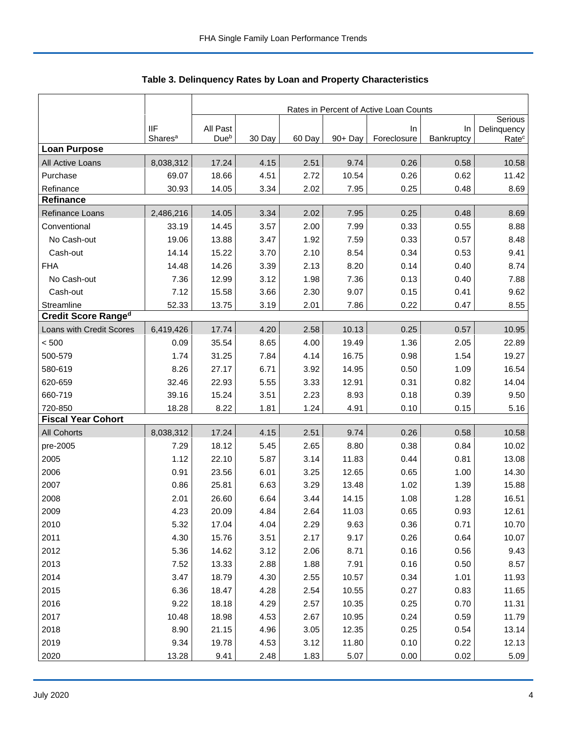## Table 3. Delinquency Rates by Loan and Property Characteristics

| | | Rates in Percent of Active Loan Counts | | | | | | |
|---|---|---|---|---|---|---|---|---|
| | IIF Shares[a] | All Past Due[b] | 30 Day | 60 Day | 90+ Day | In Foreclosure | In Bankruptcy | Serious Delinquency Rate[c] |
| **Loan Purpose** | | | | | | | | |
| All Active Loans | 8,038,312 | 17.24 | 4.15 | 2.51 | 9.74 | 0.26 | 0.58 | 10.58 |
| Purchase | 69.07 | 18.66 | 4.51 | 2.72 | 10.54 | 0.26 | 0.62 | 11.42 |
| Refinance | 30.93 | 14.05 | 3.34 | 2.02 | 7.95 | 0.25 | 0.48 | 8.69 |
| **Refinance** | | | | | | | | |
| Refinance Loans | 2,486,216 | 14.05 | 3.34 | 2.02 | 7.95 | 0.25 | 0.48 | 8.69 |
| Conventional | 33.19 | 14.45 | 3.57 | 2.00 | 7.99 | 0.33 | 0.55 | 8.88 |
| No Cash-out | 19.06 | 13.88 | 3.47 | 1.92 | 7.59 | 0.33 | 0.57 | 8.48 |
| Cash-out | 14.14 | 15.22 | 3.70 | 2.10 | 8.54 | 0.34 | 0.53 | 9.41 |
| FHA | 14.48 | 14.26 | 3.39 | 2.13 | 8.20 | 0.14 | 0.40 | 8.74 |
| No Cash-out | 7.36 | 12.99 | 3.12 | 1.98 | 7.36 | 0.13 | 0.40 | 7.88 |
| Cash-out | 7.12 | 15.58 | 3.66 | 2.30 | 9.07 | 0.15 | 0.41 | 9.62 |
| Streamline | 52.33 | 13.75 | 3.19 | 2.01 | 7.86 | 0.22 | 0.47 | 8.55 |
| **Credit Score Range[d]** | | | | | | | | |
| Loans with Credit Scores | 6,419,426 | 17.74 | 4.20 | 2.58 | 10.13 | 0.25 | 0.57 | 10.95 |
| < 500 | 0.09 | 35.54 | 8.65 | 4.00 | 19.49 | 1.36 | 2.05 | 22.89 |
| 500-579 | 1.74 | 31.25 | 7.84 | 4.14 | 16.75 | 0.98 | 1.54 | 19.27 |
| 580-619 | 8.26 | 27.17 | 6.71 | 3.92 | 14.95 | 0.50 | 1.09 | 16.54 |
| 620-659 | 32.46 | 22.93 | 5.55 | 3.33 | 12.91 | 0.31 | 0.82 | 14.04 |
| 660-719 | 39.16 | 15.24 | 3.51 | 2.23 | 8.93 | 0.18 | 0.39 | 9.50 |
| 720-850 | 18.28 | 8.22 | 1.81 | 1.24 | 4.91 | 0.10 | 0.15 | 5.16 |
| **Fiscal Year Cohort** | | | | | | | | |
| All Cohorts | 8,038,312 | 17.24 | 4.15 | 2.51 | 9.74 | 0.26 | 0.58 | 10.58 |
| pre-2005 | 7.29 | 18.12 | 5.45 | 2.65 | 8.80 | 0.38 | 0.84 | 10.02 |
| 2005 | 1.12 | 22.10 | 5.87 | 3.14 | 11.83 | 0.44 | 0.81 | 13.08 |
| 2006 | 0.91 | 23.56 | 6.01 | 3.25 | 12.65 | 0.65 | 1.00 | 14.30 |
| 2007 | 0.86 | 25.81 | 6.63 | 3.29 | 13.48 | 1.02 | 1.39 | 15.88 |
| 2008 | 2.01 | 26.60 | 6.64 | 3.44 | 14.15 | 1.08 | 1.28 | 16.51 |
| 2009 | 4.23 | 20.09 | 4.84 | 2.64 | 11.03 | 0.65 | 0.93 | 12.61 |
| 2010 | 5.32 | 17.04 | 4.04 | 2.29 | 9.63 | 0.36 | 0.71 | 10.70 |
| 2011 | 4.30 | 15.76 | 3.51 | 2.17 | 9.17 | 0.26 | 0.64 | 10.07 |
| 2012 | 5.36 | 14.62 | 3.12 | 2.06 | 8.71 | 0.16 | 0.56 | 9.43 |
| 2013 | 7.52 | 13.33 | 2.88 | 1.88 | 7.91 | 0.16 | 0.50 | 8.57 |
| 2014 | 3.47 | 18.79 | 4.30 | 2.55 | 10.57 | 0.34 | 1.01 | 11.93 |
| 2015 | 6.36 | 18.47 | 4.28 | 2.54 | 10.55 | 0.27 | 0.83 | 11.65 |
| 2016 | 9.22 | 18.18 | 4.29 | 2.57 | 10.35 | 0.25 | 0.70 | 11.31 |
| 2017 | 10.48 | 18.98 | 4.53 | 2.67 | 10.95 | 0.24 | 0.59 | 11.79 |
| 2018 | 8.90 | 21.15 | 4.96 | 3.05 | 12.35 | 0.25 | 0.54 | 13.14 |
| 2019 | 9.34 | 19.78 | 4.53 | 3.12 | 11.80 | 0.10 | 0.22 | 12.13 |
| 2020 | 13.28 | 9.41 | 2.48 | 1.83 | 5.07 | 0.00 | 0.02 | 5.09 |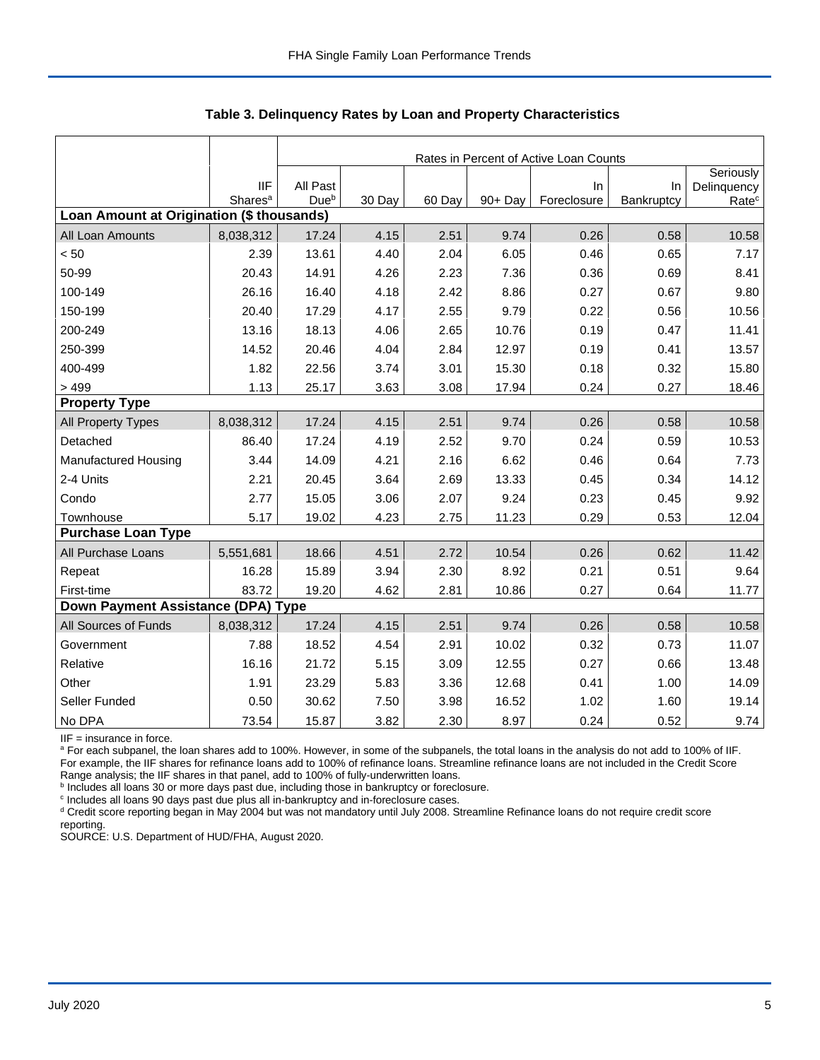### Table 3. Delinquency Rates by Loan and Property Characteristics

| | | Rates in Percent of Active Loan Counts | | | | | | |
|---|---|---|---|---|---|---|---|---|
| | IIF Shares[a] | All Past Due[b] | 30 Day | 60 Day | 90+ Day | In Foreclosure | In Bankruptcy | Seriously Delinquency Rate[c] |
| **Loan Amount at Origination ($ thousands)** | | | | | | | | |
| All Loan Amounts | 8,038,312 | 17.24 | 4.15 | 2.51 | 9.74 | 0.26 | 0.58 | 10.58 |
| < 50 | 2.39 | 13.61 | 4.40 | 2.04 | 6.05 | 0.46 | 0.65 | 7.17 |
| 50-99 | 20.43 | 14.91 | 4.26 | 2.23 | 7.36 | 0.36 | 0.69 | 8.41 |
| 100-149 | 26.16 | 16.40 | 4.18 | 2.42 | 8.86 | 0.27 | 0.67 | 9.80 |
| 150-199 | 20.40 | 17.29 | 4.17 | 2.55 | 9.79 | 0.22 | 0.56 | 10.56 |
| 200-249 | 13.16 | 18.13 | 4.06 | 2.65 | 10.76 | 0.19 | 0.47 | 11.41 |
| 250-399 | 14.52 | 20.46 | 4.04 | 2.84 | 12.97 | 0.19 | 0.41 | 13.57 |
| 400-499 | 1.82 | 22.56 | 3.74 | 3.01 | 15.30 | 0.18 | 0.32 | 15.80 |
| > 499 | 1.13 | 25.17 | 3.63 | 3.08 | 17.94 | 0.24 | 0.27 | 18.46 |
| **Property Type** | | | | | | | | |
| All Property Types | 8,038,312 | 17.24 | 4.15 | 2.51 | 9.74 | 0.26 | 0.58 | 10.58 |
| Detached | 86.40 | 17.24 | 4.19 | 2.52 | 9.70 | 0.24 | 0.59 | 10.53 |
| Manufactured Housing | 3.44 | 14.09 | 4.21 | 2.16 | 6.62 | 0.46 | 0.64 | 7.73 |
| 2-4 Units | 2.21 | 20.45 | 3.64 | 2.69 | 13.33 | 0.45 | 0.34 | 14.12 |
| Condo | 2.77 | 15.05 | 3.06 | 2.07 | 9.24 | 0.23 | 0.45 | 9.92 |
| Townhouse | 5.17 | 19.02 | 4.23 | 2.75 | 11.23 | 0.29 | 0.53 | 12.04 |
| **Purchase Loan Type** | | | | | | | | |
| All Purchase Loans | 5,551,681 | 18.66 | 4.51 | 2.72 | 10.54 | 0.26 | 0.62 | 11.42 |
| Repeat | 16.28 | 15.89 | 3.94 | 2.30 | 8.92 | 0.21 | 0.51 | 9.64 |
| First-time | 83.72 | 19.20 | 4.62 | 2.81 | 10.86 | 0.27 | 0.64 | 11.77 |
| **Down Payment Assistance (DPA) Type** | | | | | | | | |
| All Sources of Funds | 8,038,312 | 17.24 | 4.15 | 2.51 | 9.74 | 0.26 | 0.58 | 10.58 |
| Government | 7.88 | 18.52 | 4.54 | 2.91 | 10.02 | 0.32 | 0.73 | 11.07 |
| Relative | 16.16 | 21.72 | 5.15 | 3.09 | 12.55 | 0.27 | 0.66 | 13.48 |
| Other | 1.91 | 23.29 | 5.83 | 3.36 | 12.68 | 0.41 | 1.00 | 14.09 |
| Seller Funded | 0.50 | 30.62 | 7.50 | 3.98 | 16.52 | 1.02 | 1.60 | 19.14 |
| No DPA | 73.54 | 15.87 | 3.82 | 2.30 | 8.97 | 0.24 | 0.52 | 9.74 |

IIF = insurance in force.

[a] For each subpanel, the loan shares add to 100%. However, in some of the subpanels, the total loans in the analysis do not add to 100% of IIF. For example, the IIF shares for refinance loans add to 100% of refinance loans. Streamline refinance loans are not included in the Credit Score Range analysis; the IIF shares in that panel, add to 100% of fully-underwritten loans.

[b] Includes all loans 30 or more days past due, including those in bankruptcy or foreclosure.

[c] Includes all loans 90 days past due plus all in-bankruptcy and in-foreclosure cases.

[d] Credit score reporting began in May 2004 but was not mandatory until July 2008. Streamline Refinance loans do not require credit score reporting.

SOURCE: U.S. Department of HUD/FHA, August 2020.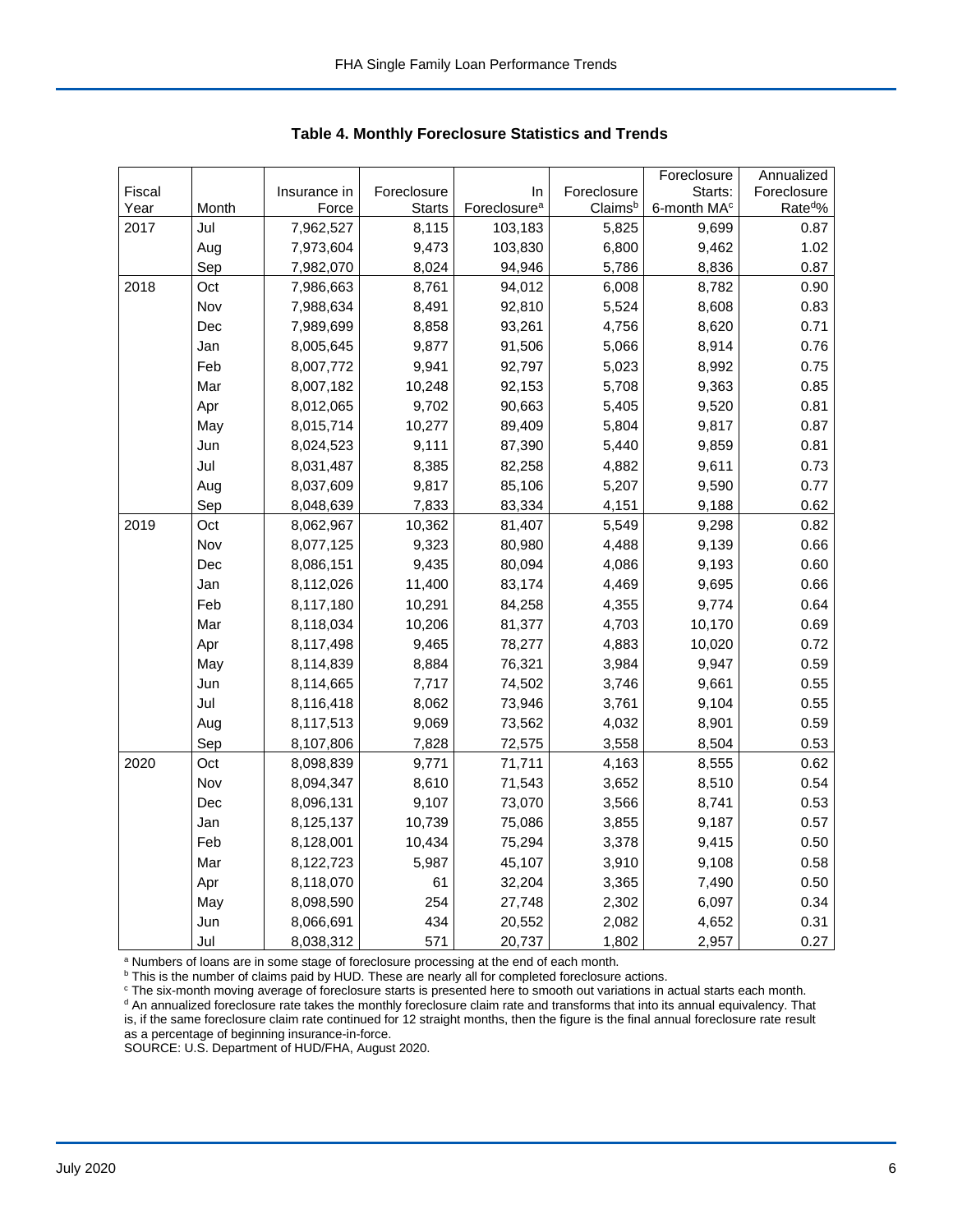### Table 4. Monthly Foreclosure Statistics and Trends

| Fiscal Year | Month | Insurance in Force | Foreclosure Starts | In Foreclosure[a] | Foreclosure Claims[b] | Foreclosure Starts: 6-month MA[c] | Annualized Foreclosure Rate[d]% |
|---|---|---|---|---|---|---|---|
| 2017 | Jul | 7,962,527 | 8,115 | 103,183 | 5,825 | 9,699 | 0.87 |
| | Aug | 7,973,604 | 9,473 | 103,830 | 6,800 | 9,462 | 1.02 |
| | Sep | 7,982,070 | 8,024 | 94,946 | 5,786 | 8,836 | 0.87 |
| 2018 | Oct | 7,986,663 | 8,761 | 94,012 | 6,008 | 8,782 | 0.90 |
| | Nov | 7,988,634 | 8,491 | 92,810 | 5,524 | 8,608 | 0.83 |
| | Dec | 7,989,699 | 8,858 | 93,261 | 4,756 | 8,620 | 0.71 |
| | Jan | 8,005,645 | 9,877 | 91,506 | 5,066 | 8,914 | 0.76 |
| | Feb | 8,007,772 | 9,941 | 92,797 | 5,023 | 8,992 | 0.75 |
| | Mar | 8,007,182 | 10,248 | 92,153 | 5,708 | 9,363 | 0.85 |
| | Apr | 8,012,065 | 9,702 | 90,663 | 5,405 | 9,520 | 0.81 |
| | May | 8,015,714 | 10,277 | 89,409 | 5,804 | 9,817 | 0.87 |
| | Jun | 8,024,523 | 9,111 | 87,390 | 5,440 | 9,859 | 0.81 |
| | Jul | 8,031,487 | 8,385 | 82,258 | 4,882 | 9,611 | 0.73 |
| | Aug | 8,037,609 | 9,817 | 85,106 | 5,207 | 9,590 | 0.77 |
| | Sep | 8,048,639 | 7,833 | 83,334 | 4,151 | 9,188 | 0.62 |
| 2019 | Oct | 8,062,967 | 10,362 | 81,407 | 5,549 | 9,298 | 0.82 |
| | Nov | 8,077,125 | 9,323 | 80,980 | 4,488 | 9,139 | 0.66 |
| | Dec | 8,086,151 | 9,435 | 80,094 | 4,086 | 9,193 | 0.60 |
| | Jan | 8,112,026 | 11,400 | 83,174 | 4,469 | 9,695 | 0.66 |
| | Feb | 8,117,180 | 10,291 | 84,258 | 4,355 | 9,774 | 0.64 |
| | Mar | 8,118,034 | 10,206 | 81,377 | 4,703 | 10,170 | 0.69 |
| | Apr | 8,117,498 | 9,465 | 78,277 | 4,883 | 10,020 | 0.72 |
| | May | 8,114,839 | 8,884 | 76,321 | 3,984 | 9,947 | 0.59 |
| | Jun | 8,114,665 | 7,717 | 74,502 | 3,746 | 9,661 | 0.55 |
| | Jul | 8,116,418 | 8,062 | 73,946 | 3,761 | 9,104 | 0.55 |
| | Aug | 8,117,513 | 9,069 | 73,562 | 4,032 | 8,901 | 0.59 |
| | Sep | 8,107,806 | 7,828 | 72,575 | 3,558 | 8,504 | 0.53 |
| 2020 | Oct | 8,098,839 | 9,771 | 71,711 | 4,163 | 8,555 | 0.62 |
| | Nov | 8,094,347 | 8,610 | 71,543 | 3,652 | 8,510 | 0.54 |
| | Dec | 8,096,131 | 9,107 | 73,070 | 3,566 | 8,741 | 0.53 |
| | Jan | 8,125,137 | 10,739 | 75,086 | 3,855 | 9,187 | 0.57 |
| | Feb | 8,128,001 | 10,434 | 75,294 | 3,378 | 9,415 | 0.50 |
| | Mar | 8,122,723 | 5,987 | 45,107 | 3,910 | 9,108 | 0.58 |
| | Apr | 8,118,070 | 61 | 32,204 | 3,365 | 7,490 | 0.50 |
| | May | 8,098,590 | 254 | 27,748 | 2,302 | 6,097 | 0.34 |
| | Jun | 8,066,691 | 434 | 20,552 | 2,082 | 4,652 | 0.31 |
| | Jul | 8,038,312 | 571 | 20,737 | 1,802 | 2,957 | 0.27 |

[a] Numbers of loans are in some stage of foreclosure processing at the end of each month.
[b] This is the number of claims paid by HUD. These are nearly all for completed foreclosure actions.
[c] The six-month moving average of foreclosure starts is presented here to smooth out variations in actual starts each month.
[d] An annualized foreclosure rate takes the monthly foreclosure claim rate and transforms that into its annual equivalency. That is, if the same foreclosure claim rate continued for 12 straight months, then the figure is the final annual foreclosure rate result as a percentage of beginning insurance-in-force.
SOURCE: U.S. Department of HUD/FHA, August 2020.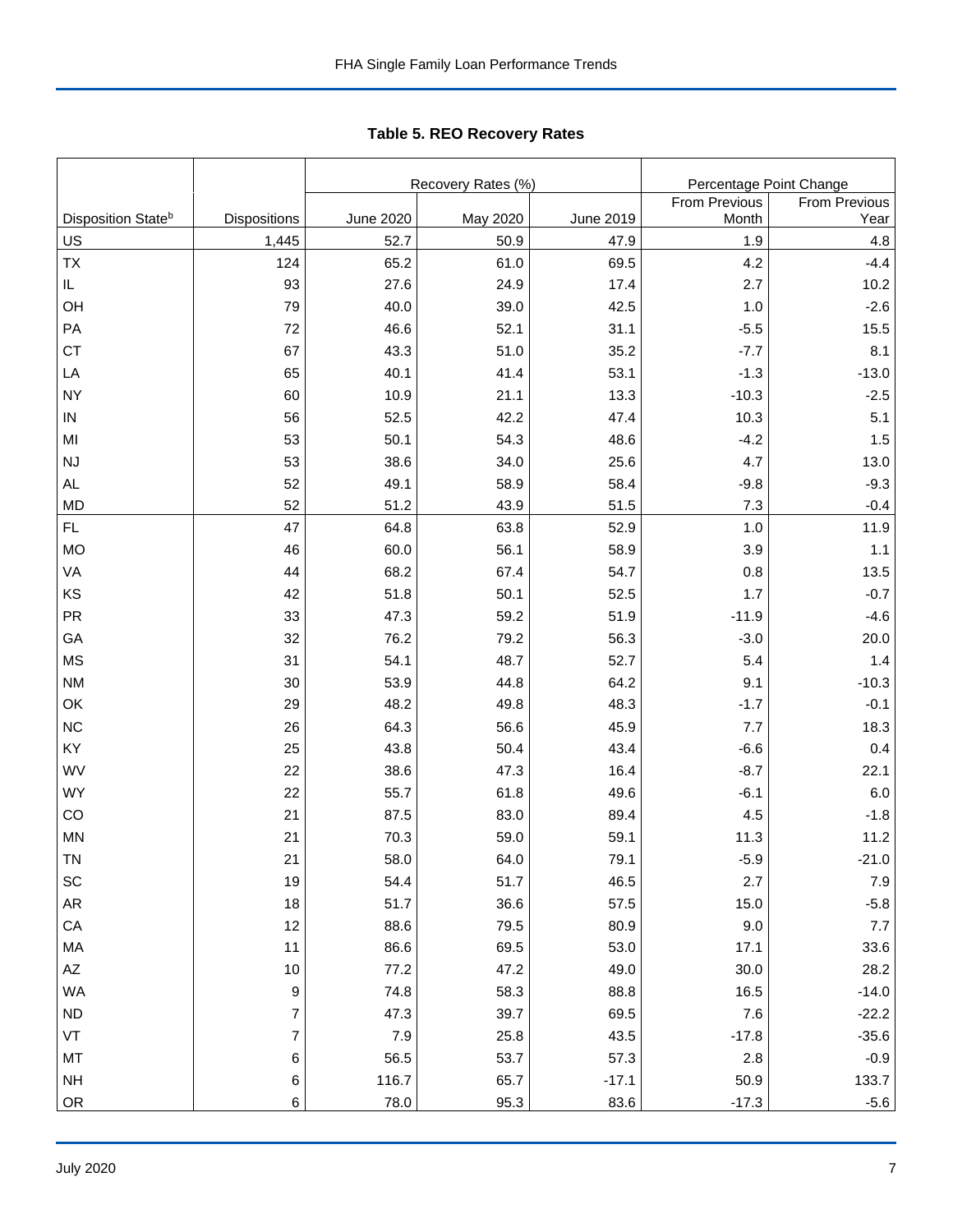**Table 5. REO Recovery Rates**

| | | Recovery Rates (%) | | | Percentage Point Change | |
|---|---|---|---|---|---|---|
| Disposition State[b] | Dispositions | June 2020 | May 2020 | June 2019 | From Previous Month | From Previous Year |
| US | 1,445 | 52.7 | 50.9 | 47.9 | 1.9 | 4.8 |
| TX | 124 | 65.2 | 61.0 | 69.5 | 4.2 | -4.4 |
| IL | 93 | 27.6 | 24.9 | 17.4 | 2.7 | 10.2 |
| OH | 79 | 40.0 | 39.0 | 42.5 | 1.0 | -2.6 |
| PA | 72 | 46.6 | 52.1 | 31.1 | -5.5 | 15.5 |
| CT | 67 | 43.3 | 51.0 | 35.2 | -7.7 | 8.1 |
| LA | 65 | 40.1 | 41.4 | 53.1 | -1.3 | -13.0 |
| NY | 60 | 10.9 | 21.1 | 13.3 | -10.3 | -2.5 |
| IN | 56 | 52.5 | 42.2 | 47.4 | 10.3 | 5.1 |
| MI | 53 | 50.1 | 54.3 | 48.6 | -4.2 | 1.5 |
| NJ | 53 | 38.6 | 34.0 | 25.6 | 4.7 | 13.0 |
| AL | 52 | 49.1 | 58.9 | 58.4 | -9.8 | -9.3 |
| MD | 52 | 51.2 | 43.9 | 51.5 | 7.3 | -0.4 |
| FL | 47 | 64.8 | 63.8 | 52.9 | 1.0 | 11.9 |
| MO | 46 | 60.0 | 56.1 | 58.9 | 3.9 | 1.1 |
| VA | 44 | 68.2 | 67.4 | 54.7 | 0.8 | 13.5 |
| KS | 42 | 51.8 | 50.1 | 52.5 | 1.7 | -0.7 |
| PR | 33 | 47.3 | 59.2 | 51.9 | -11.9 | -4.6 |
| GA | 32 | 76.2 | 79.2 | 56.3 | -3.0 | 20.0 |
| MS | 31 | 54.1 | 48.7 | 52.7 | 5.4 | 1.4 |
| NM | 30 | 53.9 | 44.8 | 64.2 | 9.1 | -10.3 |
| OK | 29 | 48.2 | 49.8 | 48.3 | -1.7 | -0.1 |
| NC | 26 | 64.3 | 56.6 | 45.9 | 7.7 | 18.3 |
| KY | 25 | 43.8 | 50.4 | 43.4 | -6.6 | 0.4 |
| WV | 22 | 38.6 | 47.3 | 16.4 | -8.7 | 22.1 |
| WY | 22 | 55.7 | 61.8 | 49.6 | -6.1 | 6.0 |
| CO | 21 | 87.5 | 83.0 | 89.4 | 4.5 | -1.8 |
| MN | 21 | 70.3 | 59.0 | 59.1 | 11.3 | 11.2 |
| TN | 21 | 58.0 | 64.0 | 79.1 | -5.9 | -21.0 |
| SC | 19 | 54.4 | 51.7 | 46.5 | 2.7 | 7.9 |
| AR | 18 | 51.7 | 36.6 | 57.5 | 15.0 | -5.8 |
| CA | 12 | 88.6 | 79.5 | 80.9 | 9.0 | 7.7 |
| MA | 11 | 86.6 | 69.5 | 53.0 | 17.1 | 33.6 |
| AZ | 10 | 77.2 | 47.2 | 49.0 | 30.0 | 28.2 |
| WA | 9 | 74.8 | 58.3 | 88.8 | 16.5 | -14.0 |
| ND | 7 | 47.3 | 39.7 | 69.5 | 7.6 | -22.2 |
| VT | 7 | 7.9 | 25.8 | 43.5 | -17.8 | -35.6 |
| MT | 6 | 56.5 | 53.7 | 57.3 | 2.8 | -0.9 |
| NH | 6 | 116.7 | 65.7 | -17.1 | 50.9 | 133.7 |
| OR | 6 | 78.0 | 95.3 | 83.6 | -17.3 | -5.6 |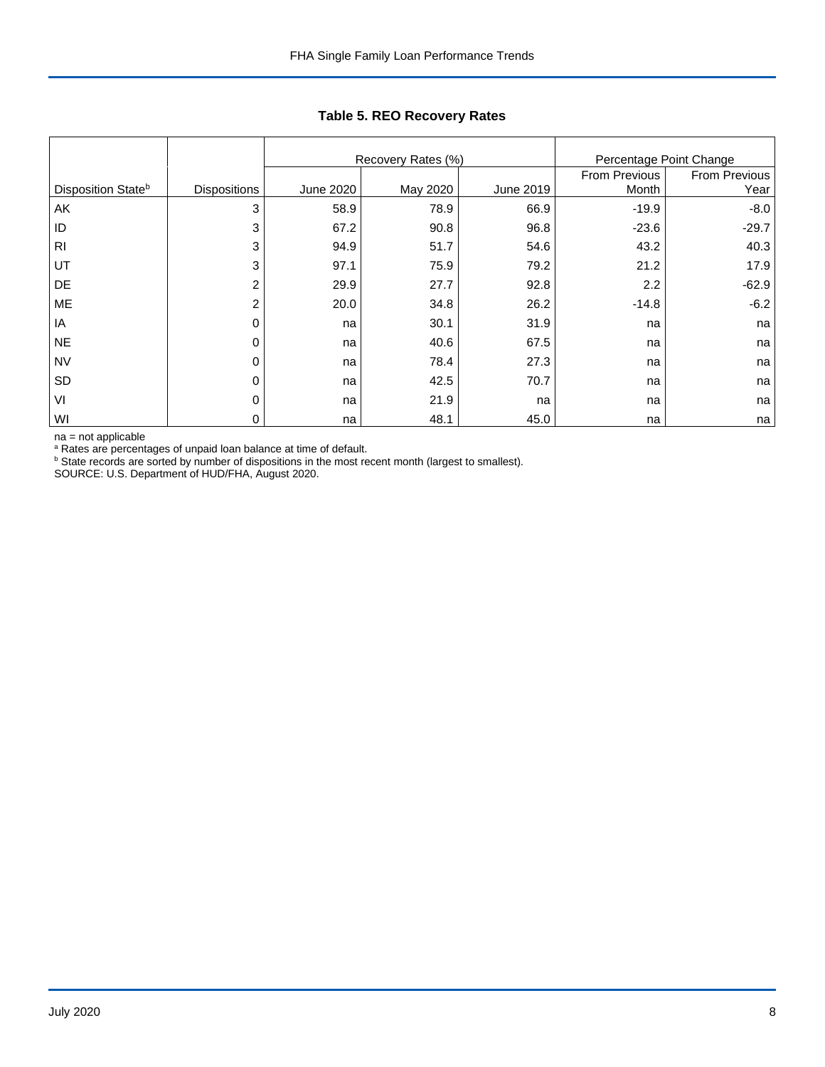**Table 5. REO Recovery Rates**

| | | Recovery Rates (%) | | | Percentage Point Change | |
|---|---|---|---|---|---|---|
| Disposition State[b] | Dispositions | June 2020 | May 2020 | June 2019 | From Previous Month | From Previous Year |
| AK | 3 | 58.9 | 78.9 | 66.9 | -19.9 | -8.0 |
| ID | 3 | 67.2 | 90.8 | 96.8 | -23.6 | -29.7 |
| RI | 3 | 94.9 | 51.7 | 54.6 | 43.2 | 40.3 |
| UT | 3 | 97.1 | 75.9 | 79.2 | 21.2 | 17.9 |
| DE | 2 | 29.9 | 27.7 | 92.8 | 2.2 | -62.9 |
| ME | 2 | 20.0 | 34.8 | 26.2 | -14.8 | -6.2 |
| IA | 0 | na | 30.1 | 31.9 | na | na |
| NE | 0 | na | 40.6 | 67.5 | na | na |
| NV | 0 | na | 78.4 | 27.3 | na | na |
| SD | 0 | na | 42.5 | 70.7 | na | na |
| VI | 0 | na | 21.9 | na | na | na |
| WI | 0 | na | 48.1 | 45.0 | na | na |

na = not applicable
[a] Rates are percentages of unpaid loan balance at time of default.
[b] State records are sorted by number of dispositions in the most recent month (largest to smallest).
SOURCE: U.S. Department of HUD/FHA, August 2020.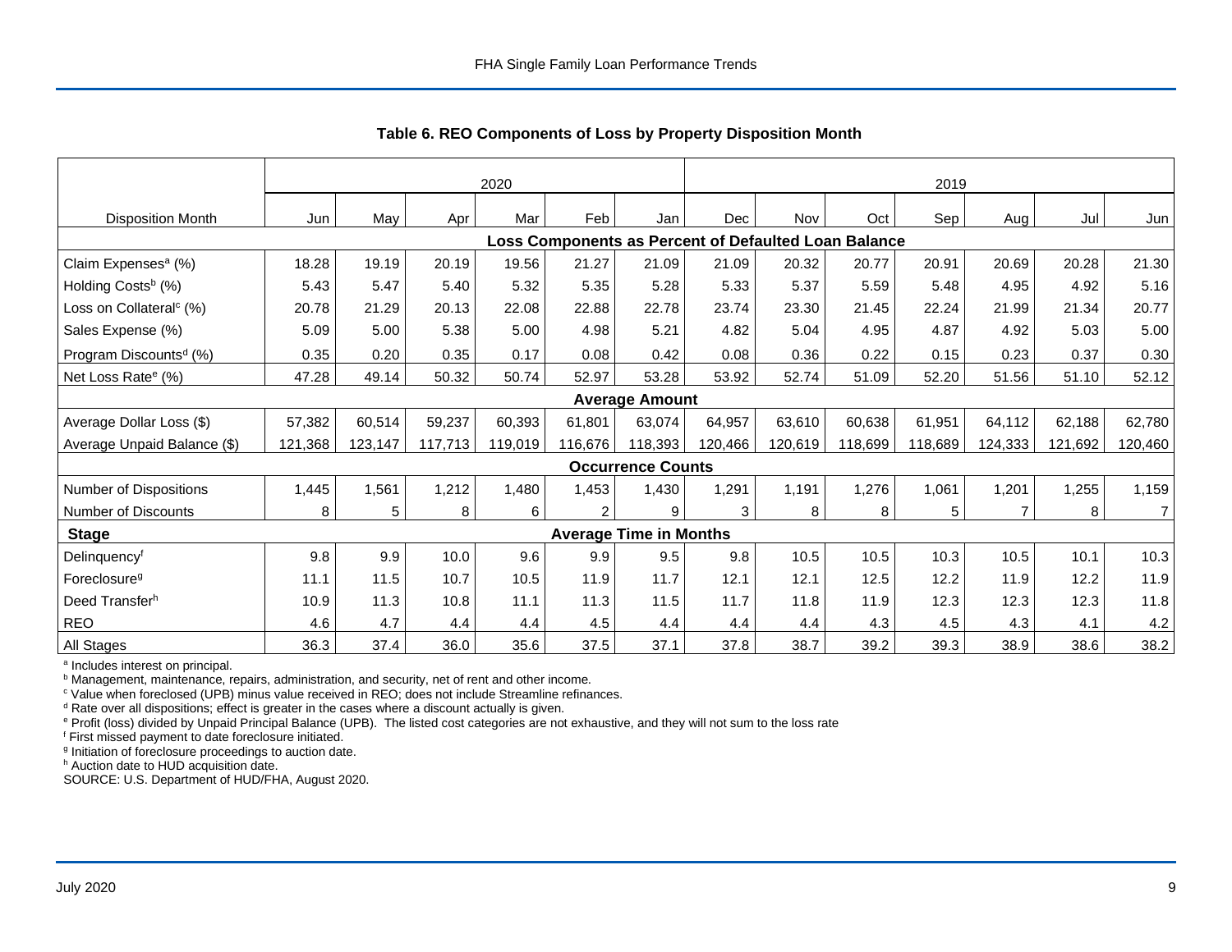**Table 6. REO Components of Loss by Property Disposition Month**

| | 2020 | | | | | | 2019 | | | | | | |
|---|---|---|---|---|---|---|---|---|---|---|---|---|---|
| Disposition Month | Jun | May | Apr | Mar | Feb | Jan | Dec | Nov | Oct | Sep | Aug | Jul | Jun |
| **Loss Components as Percent of Defaulted Loan Balance** | | | | | | | | | | | | | |
| Claim Expenses[a] (%) | 18.28 | 19.19 | 20.19 | 19.56 | 21.27 | 21.09 | 21.09 | 20.32 | 20.77 | 20.91 | 20.69 | 20.28 | 21.30 |
| Holding Costs[b] (%) | 5.43 | 5.47 | 5.40 | 5.32 | 5.35 | 5.28 | 5.33 | 5.37 | 5.59 | 5.48 | 4.95 | 4.92 | 5.16 |
| Loss on Collateral[c] (%) | 20.78 | 21.29 | 20.13 | 22.08 | 22.88 | 22.78 | 23.74 | 23.30 | 21.45 | 22.24 | 21.99 | 21.34 | 20.77 |
| Sales Expense (%) | 5.09 | 5.00 | 5.38 | 5.00 | 4.98 | 5.21 | 4.82 | 5.04 | 4.95 | 4.87 | 4.92 | 5.03 | 5.00 |
| Program Discounts[d] (%) | 0.35 | 0.20 | 0.35 | 0.17 | 0.08 | 0.42 | 0.08 | 0.36 | 0.22 | 0.15 | 0.23 | 0.37 | 0.30 |
| Net Loss Rate[e] (%) | 47.28 | 49.14 | 50.32 | 50.74 | 52.97 | 53.28 | 53.92 | 52.74 | 51.09 | 52.20 | 51.56 | 51.10 | 52.12 |
| **Average Amount** | | | | | | | | | | | | | |
| Average Dollar Loss ($) | 57,382 | 60,514 | 59,237 | 60,393 | 61,801 | 63,074 | 64,957 | 63,610 | 60,638 | 61,951 | 64,112 | 62,188 | 62,780 |
| Average Unpaid Balance ($) | 121,368 | 123,147 | 117,713 | 119,019 | 116,676 | 118,393 | 120,466 | 120,619 | 118,699 | 118,689 | 124,333 | 121,692 | 120,460 |
| **Occurrence Counts** | | | | | | | | | | | | | |
| Number of Dispositions | 1,445 | 1,561 | 1,212 | 1,480 | 1,453 | 1,430 | 1,291 | 1,191 | 1,276 | 1,061 | 1,201 | 1,255 | 1,159 |
| Number of Discounts | 8 | 5 | 8 | 6 | 2 | 9 | 3 | 8 | 8 | 5 | 7 | 8 | 7 |
| **Stage** | **Average Time in Months** | | | | | | | | | | | | |
| Delinquency[f] | 9.8 | 9.9 | 10.0 | 9.6 | 9.9 | 9.5 | 9.8 | 10.5 | 10.5 | 10.3 | 10.5 | 10.1 | 10.3 |
| Foreclosure[g] | 11.1 | 11.5 | 10.7 | 10.5 | 11.9 | 11.7 | 12.1 | 12.1 | 12.5 | 12.2 | 11.9 | 12.2 | 11.9 |
| Deed Transfer[h] | 10.9 | 11.3 | 10.8 | 11.1 | 11.3 | 11.5 | 11.7 | 11.8 | 11.9 | 12.3 | 12.3 | 12.3 | 11.8 |
| REO | 4.6 | 4.7 | 4.4 | 4.4 | 4.5 | 4.4 | 4.4 | 4.4 | 4.3 | 4.5 | 4.3 | 4.1 | 4.2 |
| All Stages | 36.3 | 37.4 | 36.0 | 35.6 | 37.5 | 37.1 | 37.8 | 38.7 | 39.2 | 39.3 | 38.9 | 38.6 | 38.2 |

[a] Includes interest on principal.
[b] Management, maintenance, repairs, administration, and security, net of rent and other income.
[c] Value when foreclosed (UPB) minus value received in REO; does not include Streamline refinances.
[d] Rate over all dispositions; effect is greater in the cases where a discount actually is given.
[e] Profit (loss) divided by Unpaid Principal Balance (UPB). The listed cost categories are not exhaustive, and they will not sum to the loss rate
[f] First missed payment to date foreclosure initiated.
[g] Initiation of foreclosure proceedings to auction date.
[h] Auction date to HUD acquisition date.
SOURCE: U.S. Department of HUD/FHA, August 2020.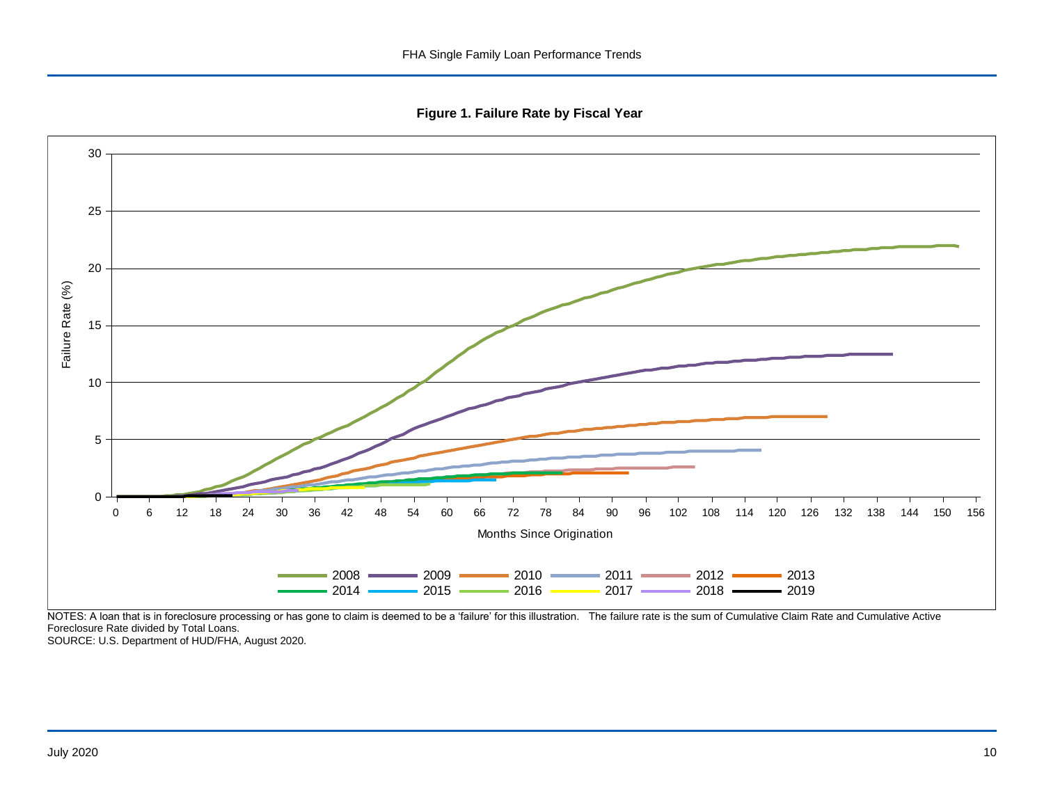**Figure 1. Failure Rate by Fiscal Year**

Failure Rate (%)

30
25
20
15
10
5
0

0 6 12 18 24 30 36 42 48 54 60 66 72 78 84 90 96 102 108 114 120 126 132 138 144 150 156

Months Since Origination

2008 2009 2010 2011 2012 2013
2014 2015 2016 2017 2018 2019

NOTES: A loan that is in foreclosure processing or has gone to claim is deemed to be a 'failure' for this illustration. The failure rate is the sum of Cumulative Claim Rate and Cumulative Active Foreclosure Rate divided by Total Loans.

SOURCE: U.S. Department of HUD/FHA, August 2020.